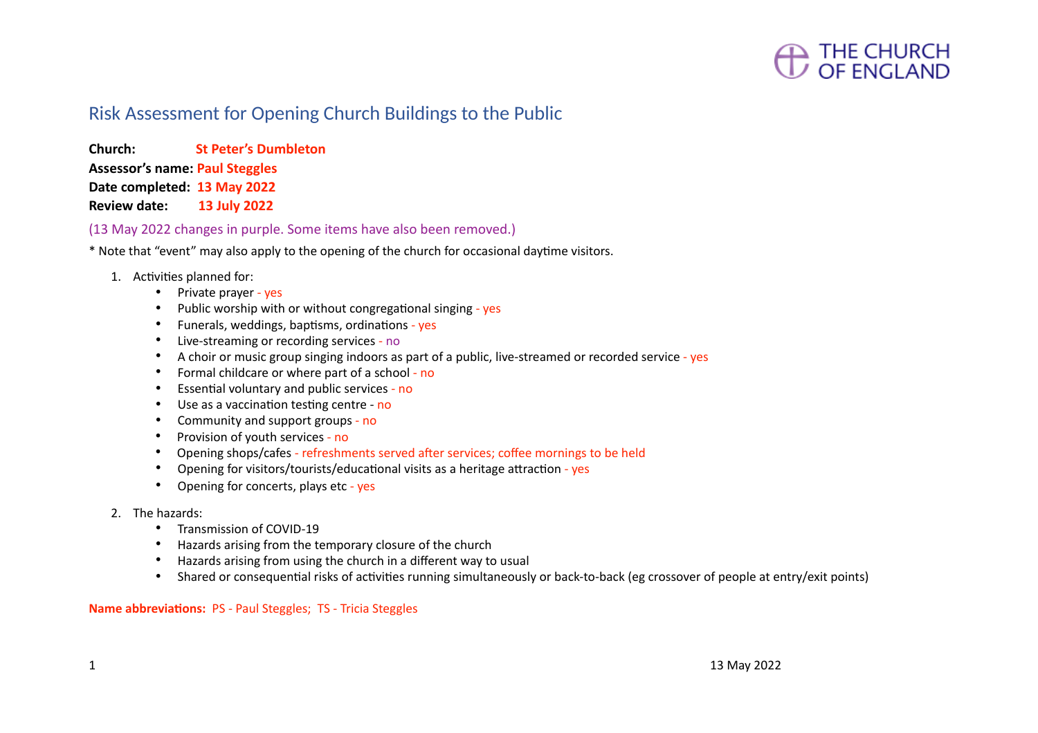THE CHURCH OF ENGLAND

# Risk Assessment for Opening Church Buildings to the Public

**Church:** **St Peter's Dumbleton**
**Assessor's name:** **Paul Steggles**
**Date completed:** **13 May 2022**
**Review date:** **13 July 2022**

(13 May 2022 changes in purple. Some items have also been removed.)

* Note that "event" may also apply to the opening of the church for occasional daytime visitors.

1. Activities planned for:
   - Private prayer - yes
   - Public worship with or without congregational singing - yes
   - Funerals, weddings, baptisms, ordinations - yes
   - Live-streaming or recording services - no
   - A choir or music group singing indoors as part of a public, live-streamed or recorded service - yes
   - Formal childcare or where part of a school - no
   - Essential voluntary and public services - no
   - Use as a vaccination testing centre - no
   - Community and support groups - no
   - Provision of youth services - no
   - Opening shops/cafes - refreshments served after services; coffee mornings to be held
   - Opening for visitors/tourists/educational visits as a heritage attraction - yes
   - Opening for concerts, plays etc - yes

2. The hazards:
   - Transmission of COVID-19
   - Hazards arising from the temporary closure of the church
   - Hazards arising from using the church in a different way to usual
   - Shared or consequential risks of activities running simultaneously or back-to-back (eg crossover of people at entry/exit points)

**Name abbreviations:** PS - Paul Steggles; TS - Tricia Steggles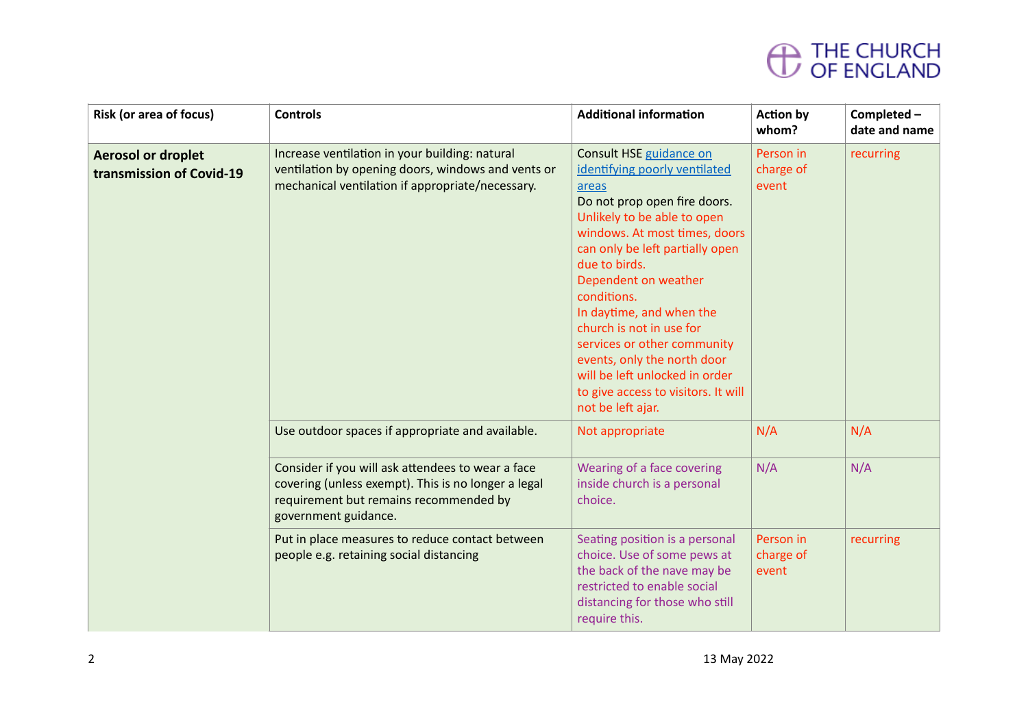| Risk (or area of focus) | Controls | Additional information | Action by whom? | Completed – date and name |
|---|---|---|---|---|
| **Aerosol or droplet transmission of Covid-19** | Increase ventilation in your building: natural ventilation by opening doors, windows and vents or mechanical ventilation if appropriate/necessary. | Consult HSE [guidance on identifying poorly ventilated areas](#) Do not prop open fire doors. Unlikely to be able to open windows. At most times, doors can only be left partially open due to birds. Dependent on weather conditions. In daytime, and when the church is not in use for services or other community events, only the north door will be left unlocked in order to give access to visitors. It will not be left ajar. | Person in charge of event | recurring |
| | Use outdoor spaces if appropriate and available. | Not appropriate | N/A | N/A |
| | Consider if you will ask attendees to wear a face covering (unless exempt). This is no longer a legal requirement but remains recommended by government guidance. | Wearing of a face covering inside church is a personal choice. | N/A | N/A |
| | Put in place measures to reduce contact between people e.g. retaining social distancing | Seating position is a personal choice. Use of some pews at the back of the nave may be restricted to enable social distancing for those who still require this. | Person in charge of event | recurring |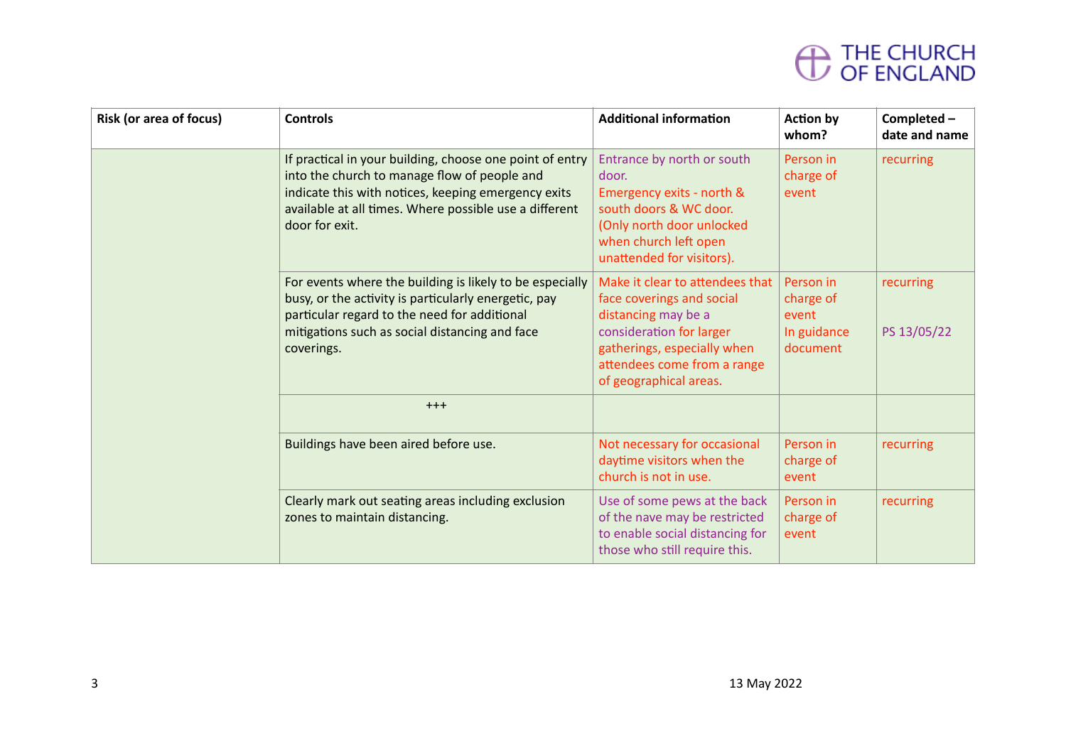| Risk (or area of focus) | Controls | Additional information | Action by whom? | Completed – date and name |
|---|---|---|---|---|
| | If practical in your building, choose one point of entry into the church to manage flow of people and indicate this with notices, keeping emergency exits available at all times. Where possible use a different door for exit. | Entrance by north or south door. Emergency exits - north & south doors & WC door. (Only north door unlocked when church left open unattended for visitors). | Person in charge of event | recurring |
| | For events where the building is likely to be especially busy, or the activity is particularly energetic, pay particular regard to the need for additional mitigations such as social distancing and face coverings. | Make it clear to attendees that face coverings and social distancing may be a consideration for larger gatherings, especially when attendees come from a range of geographical areas. | Person in charge of event In guidance document | recurring PS 13/05/22 |
| | +++ | | | |
| | Buildings have been aired before use. | Not necessary for occasional daytime visitors when the church is not in use. | Person in charge of event | recurring |
| | Clearly mark out seating areas including exclusion zones to maintain distancing. | Use of some pews at the back of the nave may be restricted to enable social distancing for those who still require this. | Person in charge of event | recurring |

13 May 2022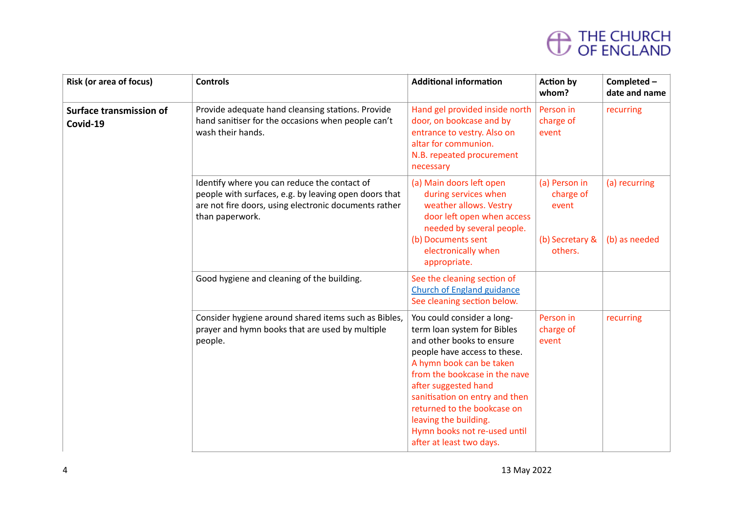| Risk (or area of focus) | Controls | Additional information | Action by whom? | Completed – date and name |
|---|---|---|---|---|
| **Surface transmission of Covid-19** | Provide adequate hand cleansing stations. Provide hand sanitiser for the occasions when people can't wash their hands. | Hand gel provided inside north door, on bookcase and by entrance to vestry. Also on altar for communion. N.B. repeated procurement necessary | Person in charge of event | recurring |
| | Identify where you can reduce the contact of people with surfaces, e.g. by leaving open doors that are not fire doors, using electronic documents rather than paperwork. | (a) Main doors left open during services when weather allows. Vestry door left open when access needed by several people. (b) Documents sent electronically when appropriate. | (a) Person in charge of event (b) Secretary & others. | (a) recurring (b) as needed |
| | Good hygiene and cleaning of the building. | See the cleaning section of Church of England guidance See cleaning section below. | | |
| | Consider hygiene around shared items such as Bibles, prayer and hymn books that are used by multiple people. | You could consider a long-term loan system for Bibles and other books to ensure people have access to these. A hymn book can be taken from the bookcase in the nave after suggested hand sanitisation on entry and then returned to the bookcase on leaving the building. Hymn books not re-used until after at least two days. | Person in charge of event | recurring |

13 May 2022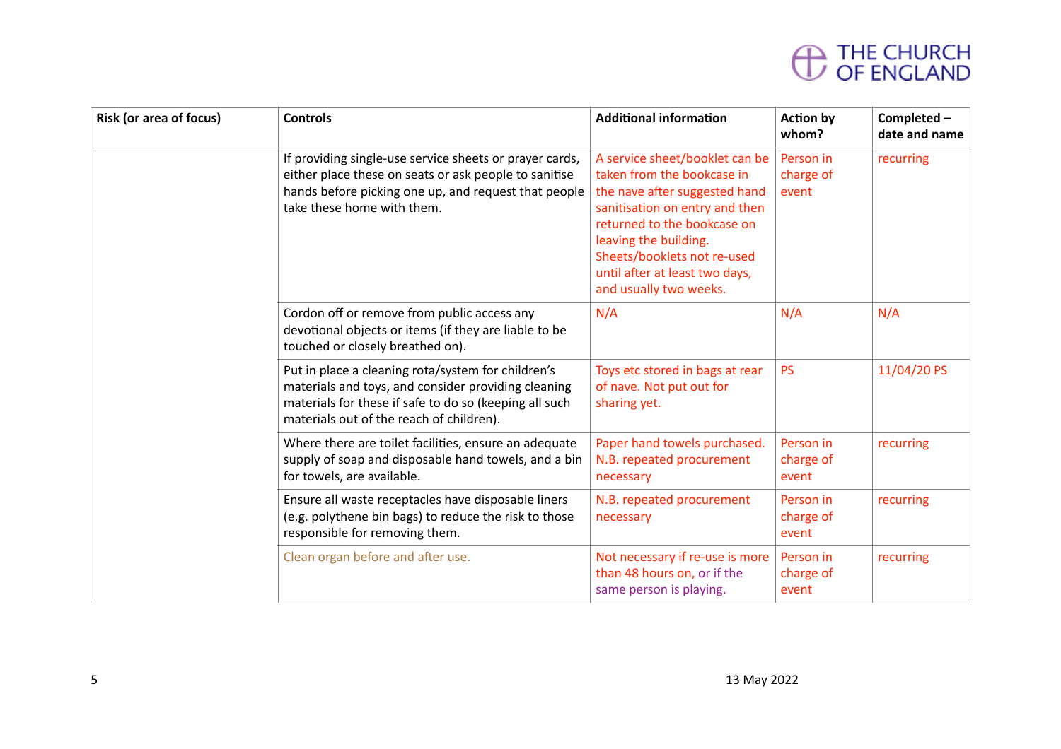| Risk (or area of focus) | Controls | Additional information | Action by whom? | Completed – date and name |
|---|---|---|---|---|
| | If providing single-use service sheets or prayer cards, either place these on seats or ask people to sanitise hands before picking one up, and request that people take these home with them. | A service sheet/booklet can be taken from the bookcase in the nave after suggested hand sanitisation on entry and then returned to the bookcase on leaving the building. Sheets/booklets not re-used until after at least two days, and usually two weeks. | Person in charge of event | recurring |
| | Cordon off or remove from public access any devotional objects or items (if they are liable to be touched or closely breathed on). | N/A | N/A | N/A |
| | Put in place a cleaning rota/system for children's materials and toys, and consider providing cleaning materials for these if safe to do so (keeping all such materials out of the reach of children). | Toys etc stored in bags at rear of nave. Not put out for sharing yet. | PS | 11/04/20 PS |
| | Where there are toilet facilities, ensure an adequate supply of soap and disposable hand towels, and a bin for towels, are available. | Paper hand towels purchased. N.B. repeated procurement necessary | Person in charge of event | recurring |
| | Ensure all waste receptacles have disposable liners (e.g. polythene bin bags) to reduce the risk to those responsible for removing them. | N.B. repeated procurement necessary | Person in charge of event | recurring |
| | Clean organ before and after use. | Not necessary if re-use is more than 48 hours on, or if the same person is playing. | Person in charge of event | recurring |

13 May 2022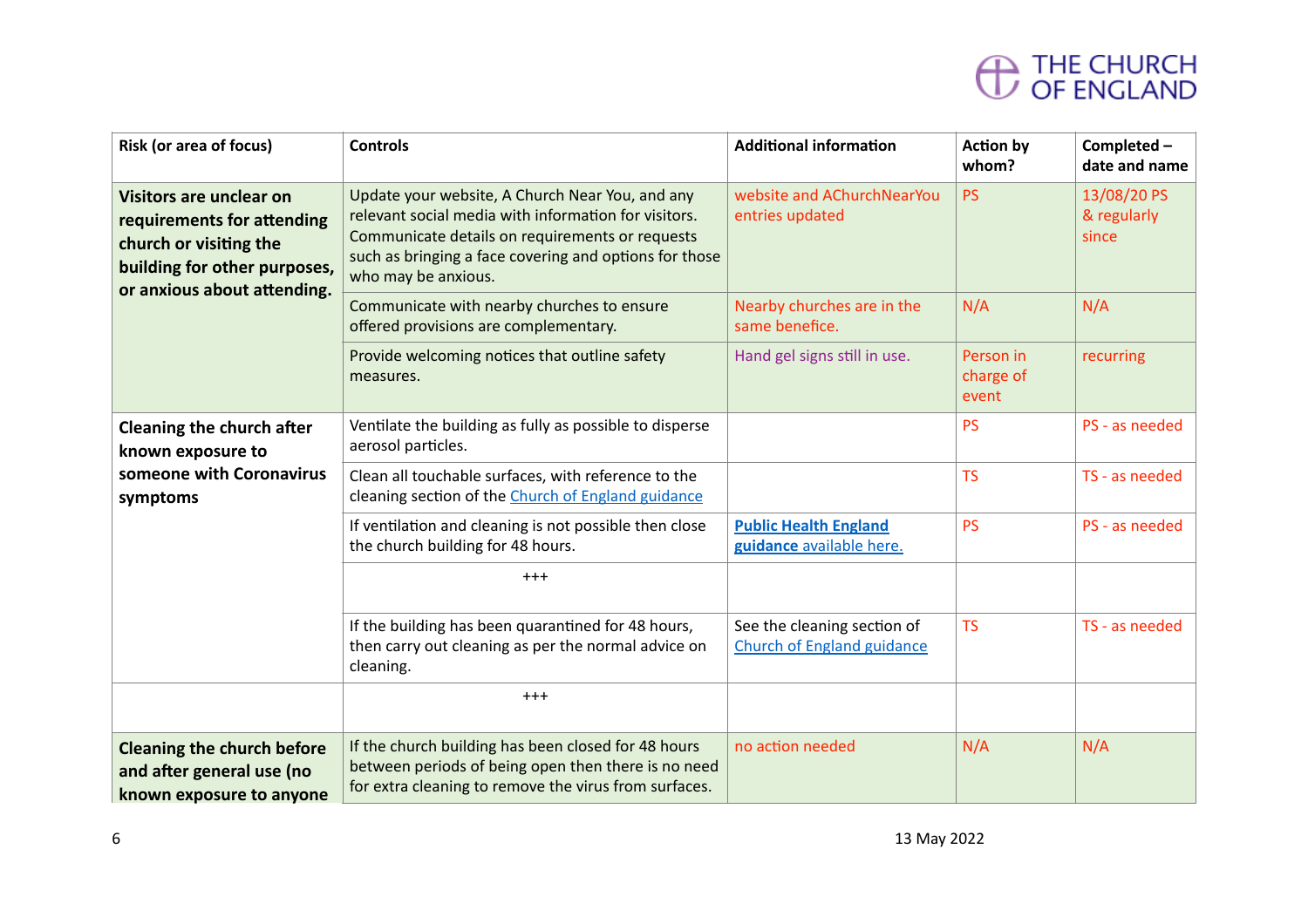| Risk (or area of focus) | Controls | Additional information | Action by whom? | Completed – date and name |
|---|---|---|---|---|
| **Visitors are unclear on requirements for attending church or visiting the building for other purposes, or anxious about attending.** | Update your website, A Church Near You, and any relevant social media with information for visitors. Communicate details on requirements or requests such as bringing a face covering and options for those who may be anxious. | website and AChurchNearYou entries updated | PS | 13/08/20 PS & regularly since |
| | Communicate with nearby churches to ensure offered provisions are complementary. | Nearby churches are in the same benefice. | N/A | N/A |
| | Provide welcoming notices that outline safety measures. | Hand gel signs still in use. | Person in charge of event | recurring |
| **Cleaning the church after known exposure to someone with Coronavirus symptoms** | Ventilate the building as fully as possible to disperse aerosol particles. | | PS | PS - as needed |
| | Clean all touchable surfaces, with reference to the cleaning section of the [Church of England guidance]() | | TS | TS - as needed |
| | If ventilation and cleaning is not possible then close the church building for 48 hours. | [**Public Health England guidance** available here.]() | PS | PS - as needed |
| | +++ | | | |
| | If the building has been quarantined for 48 hours, then carry out cleaning as per the normal advice on cleaning. | See the cleaning section of [Church of England guidance]() | TS | TS - as needed |
| | +++ | | | |
| **Cleaning the church before and after general use (no known exposure to anyone** | If the church building has been closed for 48 hours between periods of being open then there is no need for extra cleaning to remove the virus from surfaces. | no action needed | N/A | N/A |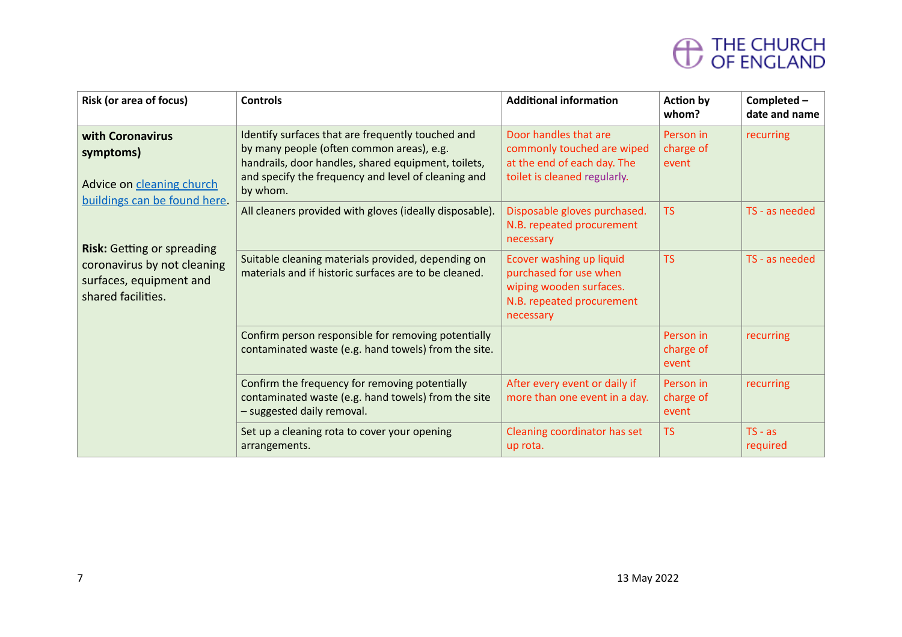| Risk (or area of focus) | Controls | Additional information | Action by whom? | Completed – date and name |
|---|---|---|---|---|
| **with Coronavirus symptoms)**<br><br>Advice on [cleaning church buildings can be found here](#).<br><br>**Risk:** Getting or spreading coronavirus by not cleaning surfaces, equipment and shared facilities. | Identify surfaces that are frequently touched and by many people (often common areas), e.g. handrails, door handles, shared equipment, toilets, and specify the frequency and level of cleaning and by whom. | Door handles that are commonly touched are wiped at the end of each day. The toilet is cleaned regularly. | Person in charge of event | recurring |
| | All cleaners provided with gloves (ideally disposable). | Disposable gloves purchased. N.B. repeated procurement necessary | TS | TS - as needed |
| | Suitable cleaning materials provided, depending on materials and if historic surfaces are to be cleaned. | Ecover washing up liquid purchased for use when wiping wooden surfaces. N.B. repeated procurement necessary | TS | TS - as needed |
| | Confirm person responsible for removing potentially contaminated waste (e.g. hand towels) from the site. | | Person in charge of event | recurring |
| | Confirm the frequency for removing potentially contaminated waste (e.g. hand towels) from the site – suggested daily removal. | After every event or daily if more than one event in a day. | Person in charge of event | recurring |
| | Set up a cleaning rota to cover your opening arrangements. | Cleaning coordinator has set up rota. | TS | TS - as required |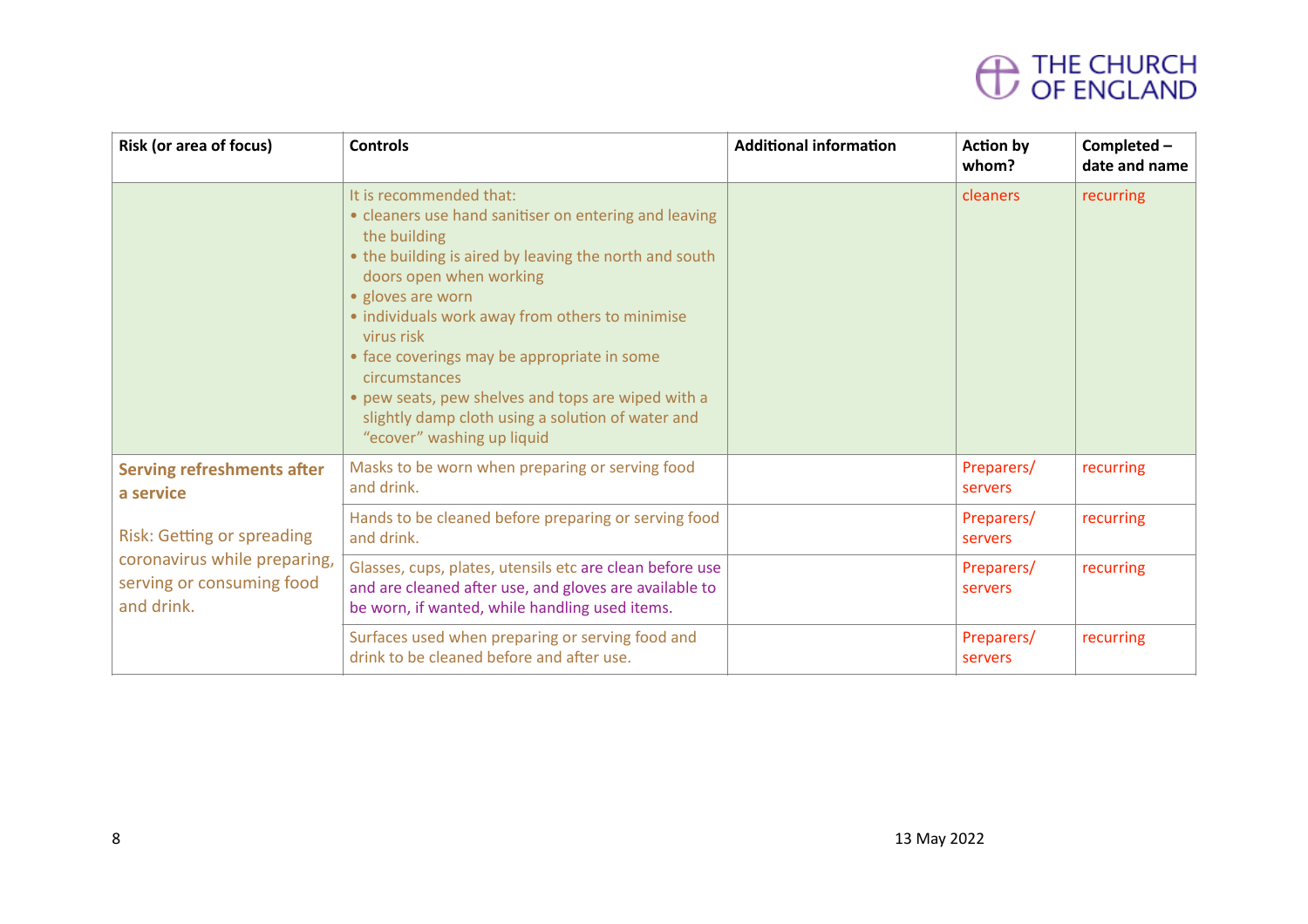| Risk (or area of focus) | Controls | Additional information | Action by whom? | Completed – date and name |
|---|---|---|---|---|
| | It is recommended that:<br>• cleaners use hand sanitiser on entering and leaving the building<br>• the building is aired by leaving the north and south doors open when working<br>• gloves are worn<br>• individuals work away from others to minimise virus risk<br>• face coverings may be appropriate in some circumstances<br>• pew seats, pew shelves and tops are wiped with a slightly damp cloth using a solution of water and "ecover" washing up liquid | | cleaners | recurring |
| **Serving refreshments after a service**<br><br>Risk: Getting or spreading coronavirus while preparing, serving or consuming food and drink. | Masks to be worn when preparing or serving food and drink. | | Preparers/ servers | recurring |
| | Hands to be cleaned before preparing or serving food and drink. | | Preparers/ servers | recurring |
| | Glasses, cups, plates, utensils etc are clean before use and are cleaned after use, and gloves are available to be worn, if wanted, while handling used items. | | Preparers/ servers | recurring |
| | Surfaces used when preparing or serving food and drink to be cleaned before and after use. | | Preparers/ servers | recurring |